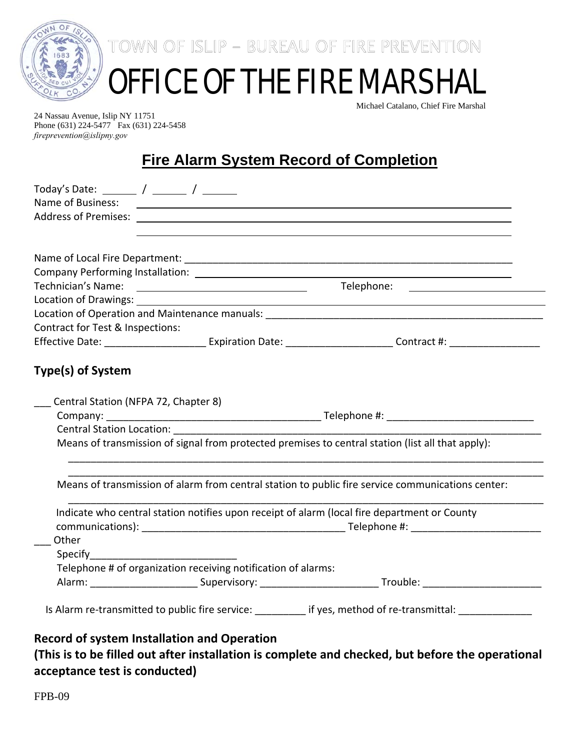TOWN OF ISLIP – BUREAU OF FIRE PREVENTION

# OFFICE OF THE FIRE MARSHAL

Michael Catalano, Chief Fire Marshal

24 Nassau Avenue, Islip NY 11751
Phone (631) 224-5477 Fax (631) 224-5458
*fireprevention@islipny.gov*

## Fire Alarm System Record of Completion

Today's Date: ______ / ______ / ______
Name of Business: ______________________________
Address of Premises: ______________________________
______________________________

Name of Local Fire Department: ______________________________
Company Performing Installation: ______________________________
Technician's Name: ______________________ Telephone: ______________________
Location of Drawings: ______________________________
Location of Operation and Maintenance manuals: ______________________________
Contract for Test & Inspections:
Effective Date: __________________ Expiration Date: ___________________ Contract #: ________________

### Type(s) of System

___ Central Station (NFPA 72, Chapter 8)
Company: ______________________________________ Telephone #: __________________________
Central Station Location: ______________________________
Means of transmission of signal from protected premises to central station (list all that apply):
______________________________
______________________________
Means of transmission of alarm from central station to public fire service communications center:
______________________________
Indicate who central station notifies upon receipt of alarm (local fire department or County communications): ____________________________________ Telephone #: _______________________
___ Other
Specify__________________________
Telephone # of organization receiving notification of alarms:
Alarm: ___________________ Supervisory: _____________________ Trouble: _____________________

Is Alarm re-transmitted to public fire service: _________ if yes, method of re-transmittal: _____________

### Record of system Installation and Operation
### (This is to be filled out after installation is complete and checked, but before the operational acceptance test is conducted)

FPB-09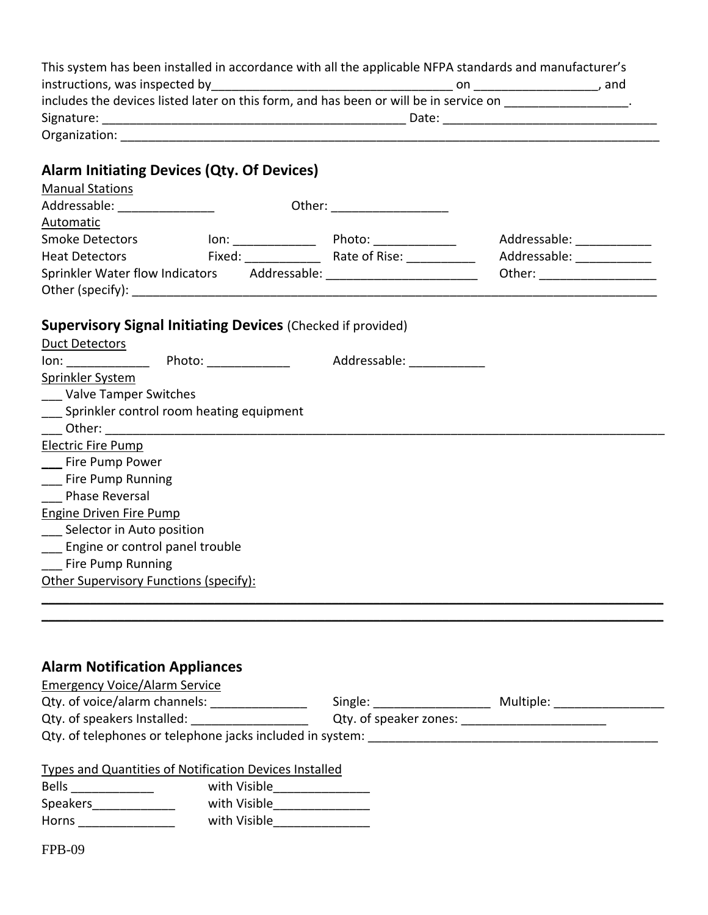This system has been installed in accordance with all the applicable NFPA standards and manufacturer's instructions, was inspected by__________________________________ on _________________, and includes the devices listed later on this form, and has been or will be in service on _________________.

Signature: ____________________________________________ Date: ______________________________

Organization: _______________________________________________________________________________

## Alarm Initiating Devices (Qty. Of Devices)

Manual Stations

Addressable: _____________ Other: ________________

Automatic

Smoke Detectors Ion: ___________ Photo: ___________ Addressable: __________

Heat Detectors Fixed: __________ Rate of Rise: _________ Addressable: __________

Sprinkler Water flow Indicators Addressable: _____________________ Other: ________________

Other (specify): _______________________________________________________________________

## Supervisory Signal Initiating Devices (Checked if provided)

Duct Detectors

Ion: ___________ Photo: ___________ Addressable: __________

Sprinkler System

___ Valve Tamper Switches

___ Sprinkler control room heating equipment

___ Other: _____________________________________________________________________________

Electric Fire Pump

___ Fire Pump Power

___ Fire Pump Running

___ Phase Reversal

Engine Driven Fire Pump

___ Selector in Auto position

___ Engine or control panel trouble

___ Fire Pump Running

Other Supervisory Functions (specify):

_______________________________________________________________________________________

_______________________________________________________________________________________

## Alarm Notification Appliances

Emergency Voice/Alarm Service

Qty. of voice/alarm channels: _____________ Single: ________________ Multiple: _______________

Qty. of speakers Installed: ________________ Qty. of speaker zones: _____________________

Qty. of telephones or telephone jacks included in system: __________________________________________

Types and Quantities of Notification Devices Installed

Bells ___________ with Visible_____________

Speakers___________ with Visible_____________

Horns _____________ with Visible_____________

FPB-09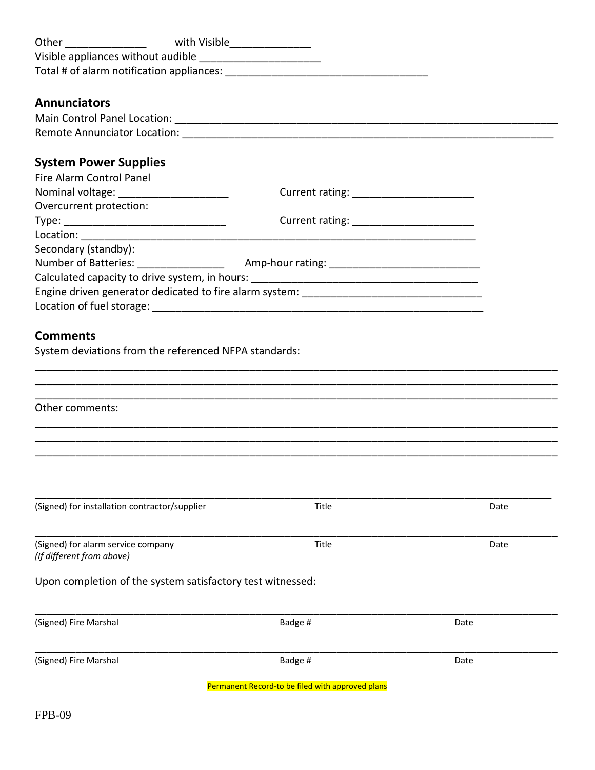Other ______________ with Visible______________

Visible appliances without audible _____________________

Total # of alarm notification appliances: ___________________________________

## Annunciators

Main Control Panel Location: ___________________________________________________________________

Remote Annunciator Location: _________________________________________________________________

## System Power Supplies

Fire Alarm Control Panel

Nominal voltage: ___________________ Current rating: _____________________

Overcurrent protection:

Type: ____________________________ Current rating: _____________________

Location: ____________________________________________________________________

Secondary (standby):

Number of Batteries: _______________ Amp-hour rating: __________________________

Calculated capacity to drive system, in hours: ________________________________________

Engine driven generator dedicated to fire alarm system: ______________________________

Location of fuel storage: __________________________________________________________

## Comments

System deviations from the referenced NFPA standards:

_____________________________________________________________________________________

_____________________________________________________________________________________

_____________________________________________________________________________________

Other comments:

_____________________________________________________________________________________

_____________________________________________________________________________________

_____________________________________________________________________________________

_____________________________________________________________________________________

(Signed) for installation contractor/supplier Title Date

_____________________________________________________________________________________

(Signed) for alarm service company Title Date
*(If different from above)*

Upon completion of the system satisfactory test witnessed:

_____________________________________________________________________________________

(Signed) Fire Marshal Badge # Date

_____________________________________________________________________________________

(Signed) Fire Marshal Badge # Date

Permanent Record-to be filed with approved plans

FPB-09